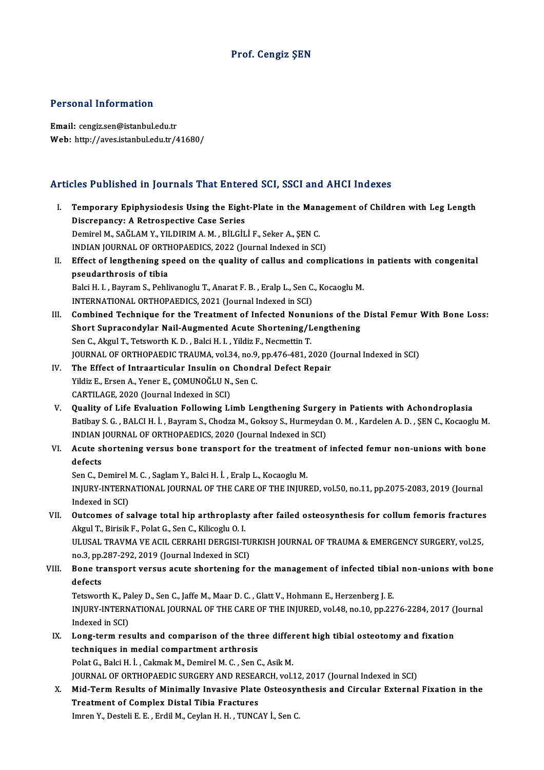# Prof. Cengiz ŞEN

## Personal Information

**Email:** cengiz.sen@istanbul.edu.tr
**Web:** http://aves.istanbul.edu.tr/41680/

## Articles Published in Journals That Entered SCI, SSCI and AHCI Indexes

I. **Temporary Epiphysiodesis Using the Eight-Plate in the Management of Children with Leg Length Discrepancy: A Retrospective Case Series**
Demirel M., SAĞLAM Y., YILDIRIM A. M. , BİLGİLİ F., Seker A., ŞEN C.
INDIAN JOURNAL OF ORTHOPAEDICS, 2022 (Journal Indexed in SCI)

II. **Effect of lengthening speed on the quality of callus and complications in patients with congenital pseudarthrosis of tibia**
Balci H. I. , Bayram S., Pehlivanoglu T., Anarat F. B. , Eralp L., Sen C., Kocaoglu M.
INTERNATIONAL ORTHOPAEDICS, 2021 (Journal Indexed in SCI)

III. **Combined Technique for the Treatment of Infected Nonunions of the Distal Femur With Bone Loss: Short Supracondylar Nail-Augmented Acute Shortening/Lengthening**
Sen C., Akgul T., Tetsworth K. D. , Balci H. I. , Yildiz F., Necmettin T.
JOURNAL OF ORTHOPAEDIC TRAUMA, vol.34, no.9, pp.476-481, 2020 (Journal Indexed in SCI)

IV. **The Effect of Intraarticular Insulin on Chondral Defect Repair**
Yildiz E., Ersen A., Yener E., ÇOMUNOĞLU N., Sen C.
CARTILAGE, 2020 (Journal Indexed in SCI)

V. **Quality of Life Evaluation Following Limb Lengthening Surgery in Patients with Achondroplasia**
Batibay S. G. , BALCI H. İ. , Bayram S., Chodza M., Goksoy S., Hurmeydan O. M. , Kardelen A. D. , ŞEN C., Kocaoglu M.
INDIAN JOURNAL OF ORTHOPAEDICS, 2020 (Journal Indexed in SCI)

VI. **Acute shortening versus bone transport for the treatment of infected femur non-unions with bone defects**
Sen C., Demirel M. C. , Saglam Y., Balci H. İ. , Eralp L., Kocaoglu M.
INJURY-INTERNATIONAL JOURNAL OF THE CARE OF THE INJURED, vol.50, no.11, pp.2075-2083, 2019 (Journal Indexed in SCI)

VII. **Outcomes of salvage total hip arthroplasty after failed osteosynthesis for collum femoris fractures**
Akgul T., Birisik F., Polat G., Sen C., Kilicoglu O. I.
ULUSAL TRAVMA VE ACIL CERRAHI DERGISI-TURKISH JOURNAL OF TRAUMA & EMERGENCY SURGERY, vol.25, no.3, pp.287-292, 2019 (Journal Indexed in SCI)

VIII. **Bone transport versus acute shortening for the management of infected tibial non-unions with bone defects**
Tetsworth K., Paley D., Sen C., Jaffe M., Maar D. C. , Glatt V., Hohmann E., Herzenberg J. E.
INJURY-INTERNATIONAL JOURNAL OF THE CARE OF THE INJURED, vol.48, no.10, pp.2276-2284, 2017 (Journal Indexed in SCI)

IX. **Long-term results and comparison of the three different high tibial osteotomy and fixation techniques in medial compartment arthrosis**
Polat G., Balci H. İ. , Cakmak M., Demirel M. C. , Sen C., Asik M.
JOURNAL OF ORTHOPAEDIC SURGERY AND RESEARCH, vol.12, 2017 (Journal Indexed in SCI)

X. **Mid-Term Results of Minimally Invasive Plate Osteosynthesis and Circular External Fixation in the Treatment of Complex Distal Tibia Fractures**
Imren Y., Desteli E. E. , Erdil M., Ceylan H. H. , TUNCAY İ., Sen C.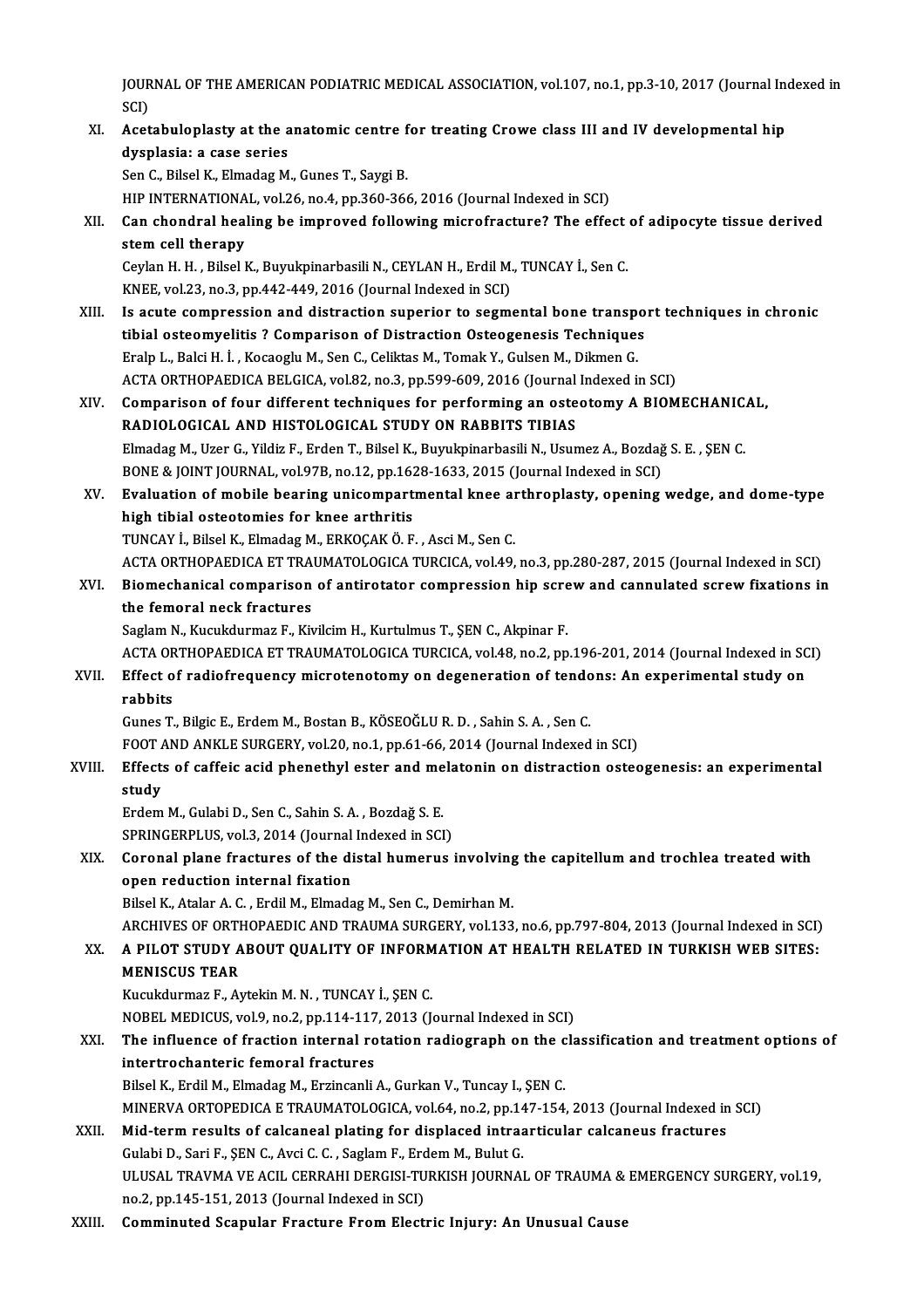JOURNAL OF THE AMERICAN PODIATRIC MEDICAL ASSOCIATION, vol.107, no.1, pp.3-10, 2017 (Journal Indexed in SCI)

XI. **Acetabuloplasty at the anatomic centre for treating Crowe class III and IV developmental hip dysplasia: a case series**
Sen C., Bilsel K., Elmadag M., Gunes T., Saygi B.
HIP INTERNATIONAL, vol.26, no.4, pp.360-366, 2016 (Journal Indexed in SCI)

XII. **Can chondral healing be improved following microfracture? The effect of adipocyte tissue derived stem cell therapy**
Ceylan H. H. , Bilsel K., Buyukpinarbasili N., CEYLAN H., Erdil M., TUNCAY İ., Sen C.
KNEE, vol.23, no.3, pp.442-449, 2016 (Journal Indexed in SCI)

XIII. **Is acute compression and distraction superior to segmental bone transport techniques in chronic tibial osteomyelitis ? Comparison of Distraction Osteogenesis Techniques**
Eralp L., Balci H. İ. , Kocaoglu M., Sen C., Celiktas M., Tomak Y., Gulsen M., Dikmen G.
ACTA ORTHOPAEDICA BELGICA, vol.82, no.3, pp.599-609, 2016 (Journal Indexed in SCI)

XIV. **Comparison of four different techniques for performing an osteotomy A BIOMECHANICAL, RADIOLOGICAL AND HISTOLOGICAL STUDY ON RABBITS TIBIAS**
Elmadag M., Uzer G., Yildiz F., Erden T., Bilsel K., Buyukpinarbasili N., Usumez A., Bozdağ S. E. , ŞEN C.
BONE & JOINT JOURNAL, vol.97B, no.12, pp.1628-1633, 2015 (Journal Indexed in SCI)

XV. **Evaluation of mobile bearing unicompartmental knee arthroplasty, opening wedge, and dome-type high tibial osteotomies for knee arthritis**
TUNCAY İ., Bilsel K., Elmadag M., ERKOÇAK Ö. F. , Asci M., Sen C.
ACTA ORTHOPAEDICA ET TRAUMATOLOGICA TURCICA, vol.49, no.3, pp.280-287, 2015 (Journal Indexed in SCI)

XVI. **Biomechanical comparison of antirotator compression hip screw and cannulated screw fixations in the femoral neck fractures**
Saglam N., Kucukdurmaz F., Kivilcim H., Kurtulmus T., ŞEN C., Akpinar F.
ACTA ORTHOPAEDICA ET TRAUMATOLOGICA TURCICA, vol.48, no.2, pp.196-201, 2014 (Journal Indexed in SCI)

XVII. **Effect of radiofrequency microtenotomy on degeneration of tendons: An experimental study on rabbits**
Gunes T., Bilgic E., Erdem M., Bostan B., KÖSEOĞLU R. D. , Sahin S. A. , Sen C.
FOOT AND ANKLE SURGERY, vol.20, no.1, pp.61-66, 2014 (Journal Indexed in SCI)

XVIII. **Effects of caffeic acid phenethyl ester and melatonin on distraction osteogenesis: an experimental study**
Erdem M., Gulabi D., Sen C., Sahin S. A. , Bozdağ S. E.
SPRINGERPLUS, vol.3, 2014 (Journal Indexed in SCI)

XIX. **Coronal plane fractures of the distal humerus involving the capitellum and trochlea treated with open reduction internal fixation**
Bilsel K., Atalar A. C. , Erdil M., Elmadag M., Sen C., Demirhan M.
ARCHIVES OF ORTHOPAEDIC AND TRAUMA SURGERY, vol.133, no.6, pp.797-804, 2013 (Journal Indexed in SCI)

XX. **A PILOT STUDY ABOUT QUALITY OF INFORMATION AT HEALTH RELATED IN TURKISH WEB SITES: MENISCUS TEAR**
Kucukdurmaz F., Aytekin M. N. , TUNCAY İ., ŞEN C.
NOBEL MEDICUS, vol.9, no.2, pp.114-117, 2013 (Journal Indexed in SCI)

XXI. **The influence of fraction internal rotation radiograph on the classification and treatment options of intertrochanteric femoral fractures**
Bilsel K., Erdil M., Elmadag M., Erzincanli A., Gurkan V., Tuncay I., ŞEN C.
MINERVA ORTOPEDICA E TRAUMATOLOGICA, vol.64, no.2, pp.147-154, 2013 (Journal Indexed in SCI)

XXII. **Mid-term results of calcaneal plating for displaced intraarticular calcaneus fractures**
Gulabi D., Sari F., ŞEN C., Avci C. C. , Saglam F., Erdem M., Bulut G.
ULUSAL TRAVMA VE ACIL CERRAHI DERGISI-TURKISH JOURNAL OF TRAUMA & EMERGENCY SURGERY, vol.19, no.2, pp.145-151, 2013 (Journal Indexed in SCI)

XXIII. **Comminuted Scapular Fracture From Electric Injury: An Unusual Cause**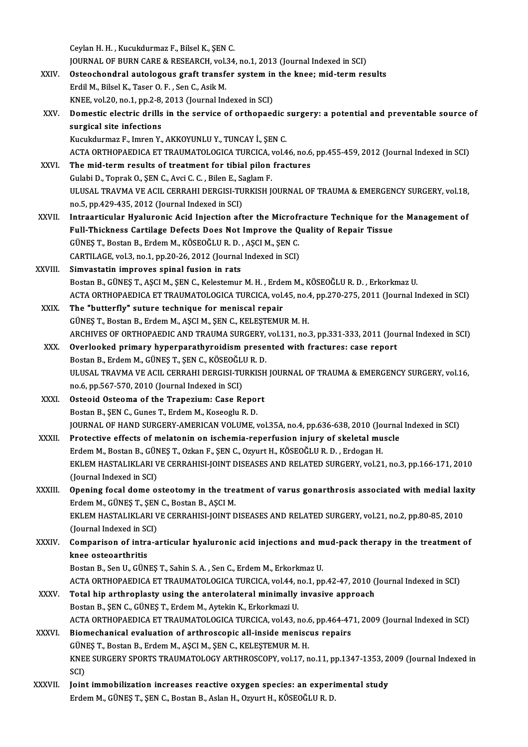Ceylan H. H. , Kucukdurmaz F., Bilsel K., ŞEN C.
JOURNAL OF BURN CARE & RESEARCH, vol.34, no.1, 2013 (Journal Indexed in SCI)

XXIV. **Osteochondral autologous graft transfer system in the knee; mid-term results**
Erdil M., Bilsel K., Taser O. F. , Sen C., Asik M.
KNEE, vol.20, no.1, pp.2-8, 2013 (Journal Indexed in SCI)

XXV. **Domestic electric drills in the service of orthopaedic surgery: a potential and preventable source of surgical site infections**
Kucukdurmaz F., Imren Y., AKKOYUNLU Y., TUNCAY İ., ŞEN C.
ACTA ORTHOPAEDICA ET TRAUMATOLOGICA TURCICA, vol.46, no.6, pp.455-459, 2012 (Journal Indexed in SCI)

XXVI. **The mid-term results of treatment for tibial pilon fractures**
Gulabi D., Toprak O., ŞEN C., Avci C. C. , Bilen E., Saglam F.
ULUSAL TRAVMA VE ACIL CERRAHI DERGISI-TURKISH JOURNAL OF TRAUMA & EMERGENCY SURGERY, vol.18, no.5, pp.429-435, 2012 (Journal Indexed in SCI)

XXVII. **Intraarticular Hyaluronic Acid Injection after the Microfracture Technique for the Management of Full-Thickness Cartilage Defects Does Not Improve the Quality of Repair Tissue**
GÜNEŞ T., Bostan B., Erdem M., KÖSEOĞLU R. D. , AŞCI M., ŞEN C.
CARTILAGE, vol.3, no.1, pp.20-26, 2012 (Journal Indexed in SCI)

XXVIII. **Simvastatin improves spinal fusion in rats**
Bostan B., GÜNEŞ T., AŞCI M., ŞEN C., Kelestemur M. H. , Erdem M., KÖSEOĞLU R. D. , Erkorkmaz U.
ACTA ORTHOPAEDICA ET TRAUMATOLOGICA TURCICA, vol.45, no.4, pp.270-275, 2011 (Journal Indexed in SCI)

XXIX. **The "butterfly" suture technique for meniscal repair**
GÜNEŞ T., Bostan B., Erdem M., AŞCI M., ŞEN C., KELEŞTEMUR M. H.
ARCHIVES OF ORTHOPAEDIC AND TRAUMA SURGERY, vol.131, no.3, pp.331-333, 2011 (Journal Indexed in SCI)

XXX. **Overlooked primary hyperparathyroidism presented with fractures: case report**
Bostan B., Erdem M., GÜNEŞ T., ŞEN C., KÖSEOĞLU R. D.
ULUSAL TRAVMA VE ACIL CERRAHI DERGISI-TURKISH JOURNAL OF TRAUMA & EMERGENCY SURGERY, vol.16, no.6, pp.567-570, 2010 (Journal Indexed in SCI)

XXXI. **Osteoid Osteoma of the Trapezium: Case Report**
Bostan B., ŞEN C., Gunes T., Erdem M., Koseoglu R. D.
JOURNAL OF HAND SURGERY-AMERICAN VOLUME, vol.35A, no.4, pp.636-638, 2010 (Journal Indexed in SCI)

XXXII. **Protective effects of melatonin on ischemia-reperfusion injury of skeletal muscle**
Erdem M., Bostan B., GÜNEŞ T., Ozkan F., ŞEN C., Ozyurt H., KÖSEOĞLU R. D. , Erdogan H.
EKLEM HASTALIKLARI VE CERRAHISI-JOINT DISEASES AND RELATED SURGERY, vol.21, no.3, pp.166-171, 2010 (Journal Indexed in SCI)

XXXIII. **Opening focal dome osteotomy in the treatment of varus gonarthrosis associated with medial laxity**
Erdem M., GÜNEŞ T., ŞEN C., Bostan B., AŞCI M.
EKLEM HASTALIKLARI VE CERRAHISI-JOINT DISEASES AND RELATED SURGERY, vol.21, no.2, pp.80-85, 2010 (Journal Indexed in SCI)

XXXIV. **Comparison of intra-articular hyaluronic acid injections and mud-pack therapy in the treatment of knee osteoarthritis**
Bostan B., Sen U., GÜNEŞ T., Sahin S. A. , Sen C., Erdem M., Erkorkmaz U.
ACTA ORTHOPAEDICA ET TRAUMATOLOGICA TURCICA, vol.44, no.1, pp.42-47, 2010 (Journal Indexed in SCI)

XXXV. **Total hip arthroplasty using the anterolateral minimally invasive approach**
Bostan B., ŞEN C., GÜNEŞ T., Erdem M., Aytekin K., Erkorkmazi U.
ACTA ORTHOPAEDICA ET TRAUMATOLOGICA TURCICA, vol.43, no.6, pp.464-471, 2009 (Journal Indexed in SCI)

XXXVI. **Biomechanical evaluation of arthroscopic all-inside meniscus repairs**
GÜNEŞ T., Bostan B., Erdem M., AŞCI M., ŞEN C., KELEŞTEMUR M. H.
KNEE SURGERY SPORTS TRAUMATOLOGY ARTHROSCOPY, vol.17, no.11, pp.1347-1353, 2009 (Journal Indexed in SCI)

XXXVII. **Joint immobilization increases reactive oxygen species: an experimental study**
Erdem M., GÜNEŞ T., ŞEN C., Bostan B., Aslan H., Ozyurt H., KÖSEOĞLU R. D.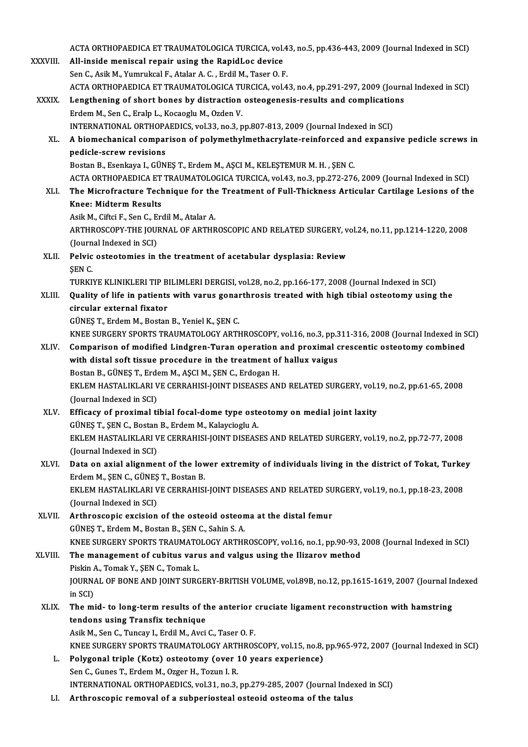ACTA ORTHOPAEDICA ET TRAUMATOLOGICA TURCICA, vol.43, no.5, pp.436-443, 2009 (Journal Indexed in SCI)

XXXVIII. **All-inside meniscal repair using the RapidLoc device**
Sen C., Asik M., Yumrukcal F., Atalar A. C. , Erdil M., Taser O. F.
ACTA ORTHOPAEDICA ET TRAUMATOLOGICA TURCICA, vol.43, no.4, pp.291-297, 2009 (Journal Indexed in SCI)

XXXIX. **Lengthening of short bones by distraction osteogenesis-results and complications**
Erdem M., Sen C., Eralp L., Kocaoglu M., Ozden V.
INTERNATIONAL ORTHOPAEDICS, vol.33, no.3, pp.807-813, 2009 (Journal Indexed in SCI)

XL. **A biomechanical comparison of polymethylmethacrylate-reinforced and expansive pedicle screws in pedicle-screw revisions**
Bostan B., Esenkaya I., GÜNEŞ T., Erdem M., AŞCI M., KELEŞTEMUR M. H. , ŞEN C.
ACTA ORTHOPAEDICA ET TRAUMATOLOGICA TURCICA, vol.43, no.3, pp.272-276, 2009 (Journal Indexed in SCI)

XLI. **The Microfracture Technique for the Treatment of Full-Thickness Articular Cartilage Lesions of the Knee: Midterm Results**
Asik M., Ciftci F., Sen C., Erdil M., Atalar A.
ARTHROSCOPY-THE JOURNAL OF ARTHROSCOPIC AND RELATED SURGERY, vol.24, no.11, pp.1214-1220, 2008 (Journal Indexed in SCI)

XLII. **Pelvic osteotomies in the treatment of acetabular dysplasia: Review**
ŞEN C.
TURKIYE KLINIKLERI TIP BILIMLERI DERGISI, vol.28, no.2, pp.166-177, 2008 (Journal Indexed in SCI)

XLIII. **Quality of life in patients with varus gonarthrosis treated with high tibial osteotomy using the circular external fixator**
GÜNEŞ T., Erdem M., Bostan B., Yeniel K., ŞEN C.
KNEE SURGERY SPORTS TRAUMATOLOGY ARTHROSCOPY, vol.16, no.3, pp.311-316, 2008 (Journal Indexed in SCI)

XLIV. **Comparison of modified Lindgren-Turan operation and proximal crescentic osteotomy combined with distal soft tissue procedure in the treatment of hallux vaigus**
Bostan B., GÜNEŞ T., Erdem M., AŞCI M., ŞEN C., Erdogan H.
EKLEM HASTALIKLARI VE CERRAHISI-JOINT DISEASES AND RELATED SURGERY, vol.19, no.2, pp.61-65, 2008 (Journal Indexed in SCI)

XLV. **Efficacy of proximal tibial focal-dome type osteotomy on medial joint laxity**
GÜNEŞ T., ŞEN C., Bostan B., Erdem M., Kalaycioglu A.
EKLEM HASTALIKLARI VE CERRAHISI-JOINT DISEASES AND RELATED SURGERY, vol.19, no.2, pp.72-77, 2008 (Journal Indexed in SCI)

XLVI. **Data on axial alignment of the lower extremity of individuals living in the district of Tokat, Turkey**
Erdem M., ŞEN C., GÜNEŞ T., Bostan B.
EKLEM HASTALIKLARI VE CERRAHISI-JOINT DISEASES AND RELATED SURGERY, vol.19, no.1, pp.18-23, 2008 (Journal Indexed in SCI)

XLVII. **Arthroscopic excision of the osteoid osteoma at the distal femur**
GÜNEŞ T., Erdem M., Bostan B., ŞEN C., Sahin S. A.
KNEE SURGERY SPORTS TRAUMATOLOGY ARTHROSCOPY, vol.16, no.1, pp.90-93, 2008 (Journal Indexed in SCI)

XLVIII. **The management of cubitus varus and valgus using the Ilizarov method**
Piskin A., Tomak Y., ŞEN C., Tomak L.
JOURNAL OF BONE AND JOINT SURGERY-BRITISH VOLUME, vol.89B, no.12, pp.1615-1619, 2007 (Journal Indexed in SCI)

XLIX. **The mid- to long-term results of the anterior cruciate ligament reconstruction with hamstring tendons using Transfix technique**
Asik M., Sen C., Tuncay I., Erdil M., Avci C., Taser O. F.
KNEE SURGERY SPORTS TRAUMATOLOGY ARTHROSCOPY, vol.15, no.8, pp.965-972, 2007 (Journal Indexed in SCI)

L. **Polygonal triple (Kotz) osteotomy (over 10 years experience)**
Sen C., Gunes T., Erdem M., Ozger H., Tozun I. R.
INTERNATIONAL ORTHOPAEDICS, vol.31, no.3, pp.279-285, 2007 (Journal Indexed in SCI)

LI. **Arthroscopic removal of a subperiosteal osteoid osteoma of the talus**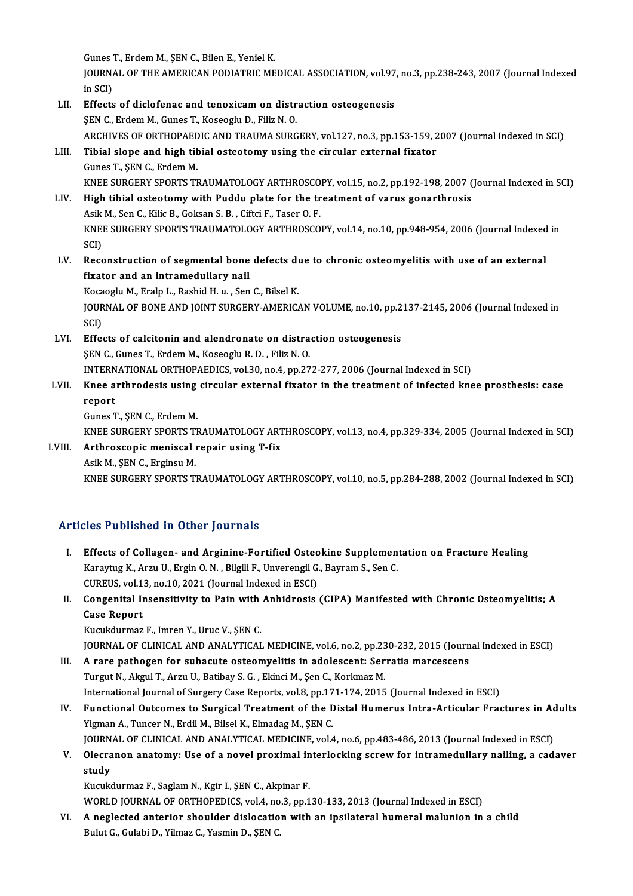Gunes T., Erdem M., ŞEN C., Bilen E., Yeniel K.
JOURNAL OF THE AMERICAN PODIATRIC MEDICAL ASSOCIATION, vol.97, no.3, pp.238-243, 2007 (Journal Indexed in SCI)

LII. **Effects of diclofenac and tenoxicam on distraction osteogenesis**
ŞEN C., Erdem M., Gunes T., Koseoglu D., Filiz N. O.
ARCHIVES OF ORTHOPAEDIC AND TRAUMA SURGERY, vol.127, no.3, pp.153-159, 2007 (Journal Indexed in SCI)

LIII. **Tibial slope and high tibial osteotomy using the circular external fixator**
Gunes T., ŞEN C., Erdem M.
KNEE SURGERY SPORTS TRAUMATOLOGY ARTHROSCOPY, vol.15, no.2, pp.192-198, 2007 (Journal Indexed in SCI)

LIV. **High tibial osteotomy with Puddu plate for the treatment of varus gonarthrosis**
Asik M., Sen C., Kilic B., Goksan S. B. , Ciftci F., Taser O. F.
KNEE SURGERY SPORTS TRAUMATOLOGY ARTHROSCOPY, vol.14, no.10, pp.948-954, 2006 (Journal Indexed in SCI)

LV. **Reconstruction of segmental bone defects due to chronic osteomyelitis with use of an external fixator and an intramedullary nail**
Kocaoglu M., Eralp L., Rashid H. u. , Sen C., Bilsel K.
JOURNAL OF BONE AND JOINT SURGERY-AMERICAN VOLUME, no.10, pp.2137-2145, 2006 (Journal Indexed in SCI)

LVI. **Effects of calcitonin and alendronate on distraction osteogenesis**
ŞEN C., Gunes T., Erdem M., Koseoglu R. D. , Filiz N. O.
INTERNATIONAL ORTHOPAEDICS, vol.30, no.4, pp.272-277, 2006 (Journal Indexed in SCI)

LVII. **Knee arthrodesis using circular external fixator in the treatment of infected knee prosthesis: case report**
Gunes T., ŞEN C., Erdem M.
KNEE SURGERY SPORTS TRAUMATOLOGY ARTHROSCOPY, vol.13, no.4, pp.329-334, 2005 (Journal Indexed in SCI)

LVIII. **Arthroscopic meniscal repair using T-fix**
Asik M., ŞEN C., Erginsu M.
KNEE SURGERY SPORTS TRAUMATOLOGY ARTHROSCOPY, vol.10, no.5, pp.284-288, 2002 (Journal Indexed in SCI)

## Articles Published in Other Journals

I. **Effects of Collagen- and Arginine-Fortified Osteokine Supplementation on Fracture Healing**
Karaytug K., Arzu U., Ergin O. N. , Bilgili F., Unverengil G., Bayram S., Sen C.
CUREUS, vol.13, no.10, 2021 (Journal Indexed in ESCI)

II. **Congenital Insensitivity to Pain with Anhidrosis (CIPA) Manifested with Chronic Osteomyelitis; A Case Report**
Kucukdurmaz F., Imren Y., Uruc V., ŞEN C.
JOURNAL OF CLINICAL AND ANALYTICAL MEDICINE, vol.6, no.2, pp.230-232, 2015 (Journal Indexed in ESCI)

III. **A rare pathogen for subacute osteomyelitis in adolescent: Serratia marcescens**
Turgut N., Akgul T., Arzu U., Batibay S. G. , Ekinci M., Şen C., Korkmaz M.
International Journal of Surgery Case Reports, vol.8, pp.171-174, 2015 (Journal Indexed in ESCI)

IV. **Functional Outcomes to Surgical Treatment of the Distal Humerus Intra-Articular Fractures in Adults**
Yigman A., Tuncer N., Erdil M., Bilsel K., Elmadag M., ŞEN C.
JOURNAL OF CLINICAL AND ANALYTICAL MEDICINE, vol.4, no.6, pp.483-486, 2013 (Journal Indexed in ESCI)

V. **Olecranon anatomy: Use of a novel proximal interlocking screw for intramedullary nailing, a cadaver study**
Kucukdurmaz F., Saglam N., Kgir I., ŞEN C., Akpinar F.
WORLD JOURNAL OF ORTHOPEDICS, vol.4, no.3, pp.130-133, 2013 (Journal Indexed in ESCI)

VI. **A neglected anterior shoulder dislocation with an ipsilateral humeral malunion in a child**
Bulut G., Gulabi D., Yilmaz C., Yasmin D., ŞEN C.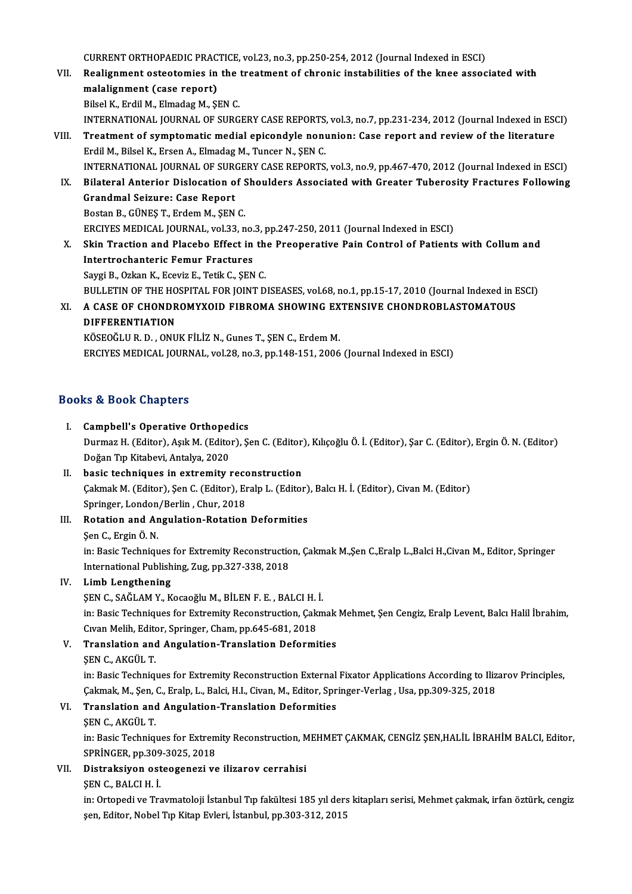CURRENT ORTHOPAEDIC PRACTICE, vol.23, no.3, pp.250-254, 2012 (Journal Indexed in ESCI)

VII. **Realignment osteotomies in the treatment of chronic instabilities of the knee associated with malalignment (case report)**
Bilsel K., Erdil M., Elmadag M., ŞEN C.
INTERNATIONAL JOURNAL OF SURGERY CASE REPORTS, vol.3, no.7, pp.231-234, 2012 (Journal Indexed in ESCI)

VIII. **Treatment of symptomatic medial epicondyle nonunion: Case report and review of the literature**
Erdil M., Bilsel K., Ersen A., Elmadag M., Tuncer N., ŞEN C.
INTERNATIONAL JOURNAL OF SURGERY CASE REPORTS, vol.3, no.9, pp.467-470, 2012 (Journal Indexed in ESCI)

IX. **Bilateral Anterior Dislocation of Shoulders Associated with Greater Tuberosity Fractures Following Grandmal Seizure: Case Report**
Bostan B., GÜNEŞ T., Erdem M., ŞEN C.
ERCIYES MEDICAL JOURNAL, vol.33, no.3, pp.247-250, 2011 (Journal Indexed in ESCI)

X. **Skin Traction and Placebo Effect in the Preoperative Pain Control of Patients with Collum and Intertrochanteric Femur Fractures**
Saygi B., Ozkan K., Eceviz E., Tetik C., ŞEN C.
BULLETIN OF THE HOSPITAL FOR JOINT DISEASES, vol.68, no.1, pp.15-17, 2010 (Journal Indexed in ESCI)

XI. **A CASE OF CHONDROMYXOID FIBROMA SHOWING EXTENSIVE CHONDROBLASTOMATOUS DIFFERENTIATION**
KÖSEOĞLU R. D. , ONUK FİLİZ N., Gunes T., ŞEN C., Erdem M.
ERCIYES MEDICAL JOURNAL, vol.28, no.3, pp.148-151, 2006 (Journal Indexed in ESCI)

## Books & Book Chapters

I. **Campbell's Operative Orthopedics**
Durmaz H. (Editor), Aşık M. (Editor), Şen C. (Editor), Kılıçoğlu Ö. İ. (Editor), Şar C. (Editor), Ergin Ö. N. (Editor)
Doğan Tıp Kitabevi, Antalya, 2020

II. **basic techniques in extremity reconstruction**
Çakmak M. (Editor), Şen C. (Editor), Eralp L. (Editor), Balcı H. İ. (Editor), Civan M. (Editor)
Springer, London/Berlin , Chur, 2018

III. **Rotation and Angulation-Rotation Deformities**
Şen C., Ergin Ö. N.
in: Basic Techniques for Extremity Reconstruction, Çakmak M.,Şen C.,Eralp L.,Balci H.,Civan M., Editor, Springer International Publishing, Zug, pp.327-338, 2018

IV. **Limb Lengthening**
ŞEN C., SAĞLAM Y., Kocaoğlu M., BİLEN F. E. , BALCI H. İ.
in: Basic Techniques for Extremity Reconstruction, Çakmak Mehmet, Şen Cengiz, Eralp Levent, Balcı Halil İbrahim, Cıvan Melih, Editor, Springer, Cham, pp.645-681, 2018

V. **Translation and Angulation-Translation Deformities**
ŞEN C., AKGÜL T.
in: Basic Techniques for Extremity Reconstruction External Fixator Applications According to Ilizarov Principles, Çakmak, M., Şen, C., Eralp, L., Balci, H.I., Civan, M., Editor, Springer-Verlag , Usa, pp.309-325, 2018

VI. **Translation and Angulation-Translation Deformities**
ŞEN C., AKGÜL T.
in: Basic Techniques for Extremity Reconstruction, MEHMET ÇAKMAK, CENGİZ ŞEN,HALİL İBRAHİM BALCI, Editor, SPRİNGER, pp.309-3025, 2018

VII. **Distraksiyon osteogenezi ve ilizarov cerrahisi**
ŞEN C., BALCI H. İ.
in: Ortopedi ve Travmatoloji İstanbul Tıp fakültesi 185 yıl ders kitapları serisi, Mehmet çakmak, irfan öztürk, cengiz şen, Editor, Nobel Tıp Kitap Evleri, İstanbul, pp.303-312, 2015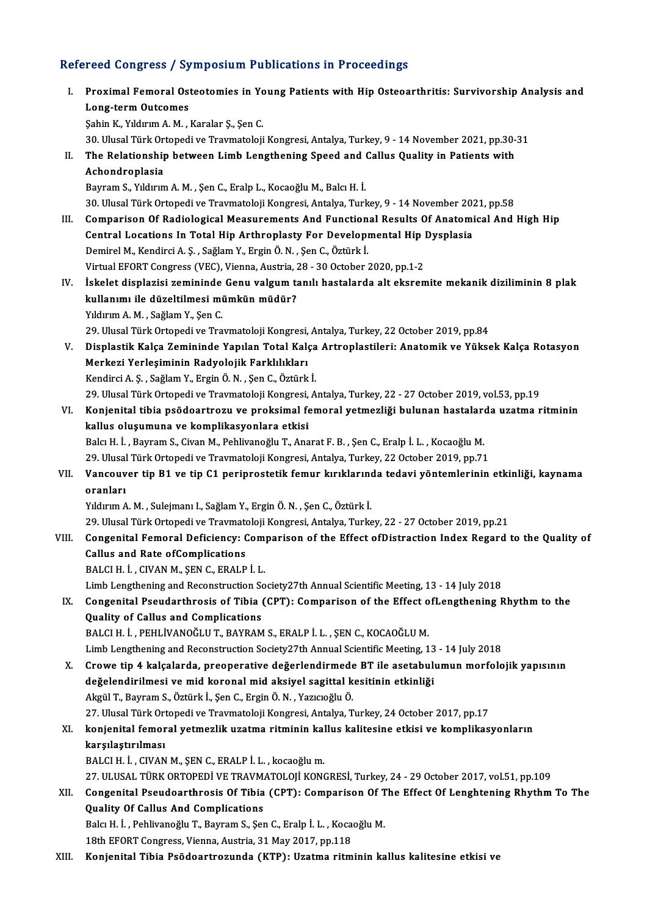## Refereed Congress / Symposium Publications in Proceedings

I. **Proximal Femoral Osteotomies in Young Patients with Hip Osteoarthritis: Survivorship Analysis and Long-term Outcomes**
Şahin K., Yıldırım A. M. , Karalar Ş., Şen C.
30. Ulusal Türk Ortopedi ve Travmatoloji Kongresi, Antalya, Turkey, 9 - 14 November 2021, pp.30-31

II. **The Relationship between Limb Lengthening Speed and Callus Quality in Patients with Achondroplasia**
Bayram S., Yıldırım A. M. , Şen C., Eralp L., Kocaoğlu M., Balcı H. İ.
30. Ulusal Türk Ortopedi ve Travmatoloji Kongresi, Antalya, Turkey, 9 - 14 November 2021, pp.58

III. **Comparison Of Radiological Measurements And Functional Results Of Anatomical And High Hip Central Locations In Total Hip Arthroplasty For Developmental Hip Dysplasia**
Demirel M., Kendirci A. Ş. , Sağlam Y., Ergin Ö. N. , Şen C., Öztürk İ.
Virtual EFORT Congress (VEC), Vienna, Austria, 28 - 30 October 2020, pp.1-2

IV. **İskelet displazisi zemininde Genu valgum tanılı hastalarda alt eksremite mekanik diziliminin 8 plak kullanımı ile düzeltilmesi mümkün müdür?**
Yıldırım A. M. , Sağlam Y., Şen C.
29. Ulusal Türk Ortopedi ve Travmatoloji Kongresi, Antalya, Turkey, 22 October 2019, pp.84

V. **Displastik Kalça Zemininde Yapılan Total Kalça Artroplastileri: Anatomik ve Yüksek Kalça Rotasyon Merkezi Yerleşiminin Radyolojik Farklılıkları**
Kendirci A. Ş. , Sağlam Y., Ergin Ö. N. , Şen C., Öztürk İ.
29. Ulusal Türk Ortopedi ve Travmatoloji Kongresi, Antalya, Turkey, 22 - 27 October 2019, vol.53, pp.19

VI. **Konjenital tibia psödoartrozu ve proksimal femoral yetmezliği bulunan hastalarda uzatma ritminin kallus oluşumuna ve komplikasyonlara etkisi**
Balcı H. İ. , Bayram S., Civan M., Pehlivanoğlu T., Anarat F. B. , Şen C., Eralp İ. L. , Kocaoğlu M.
29. Ulusal Türk Ortopedi ve Travmatoloji Kongresi, Antalya, Turkey, 22 October 2019, pp.71

VII. **Vancouver tip B1 ve tip C1 periprostetik femur kırıklarında tedavi yöntemlerinin etkinliği, kaynama oranları**
Yıldırım A. M. , Sulejmanı I., Sağlam Y., Ergin Ö. N. , Şen C., Öztürk İ.
29. Ulusal Türk Ortopedi ve Travmatoloji Kongresi, Antalya, Turkey, 22 - 27 October 2019, pp.21

VIII. **Congenital Femoral Deficiency: Comparison of the Effect ofDistraction Index Regard to the Quality of Callus and Rate ofComplications**
BALCI H. İ. , CIVAN M., ŞEN C., ERALP İ. L.
Limb Lengthening and Reconstruction Society27th Annual Scientific Meeting, 13 - 14 July 2018

IX. **Congenital Pseudarthrosis of Tibia (CPT): Comparison of the Effect ofLengthening Rhythm to the Quality of Callus and Complications**
BALCI H. İ. , PEHLİVANOĞLU T., BAYRAM S., ERALP İ. L. , ŞEN C., KOCAOĞLU M.
Limb Lengthening and Reconstruction Society27th Annual Scientific Meeting, 13 - 14 July 2018

X. **Crowe tip 4 kalçalarda, preoperative değerlendirmede BT ile asetabulumun morfolojik yapısının değelendirilmesi ve mid koronal mid aksiyel sagittal kesitinin etkinliği**
Akgül T., Bayram S., Öztürk İ., Şen C., Ergin Ö. N. , Yazıcıoğlu Ö.
27. Ulusal Türk Ortopedi ve Travmatoloji Kongresi, Antalya, Turkey, 24 October 2017, pp.17

XI. **konjenital femoral yetmezlik uzatma ritminin kallus kalitesine etkisi ve komplikasyonların karşılaştırılması**
BALCI H. İ. , CIVAN M., ŞEN C., ERALP İ. L. , kocaoğlu m.
27. ULUSAL TÜRK ORTOPEDİ VE TRAVMATOLOJİ KONGRESİ, Turkey, 24 - 29 October 2017, vol.51, pp.109

XII. **Congenital Pseudoarthrosis Of Tibia (CPT): Comparison Of The Effect Of Lenghtening Rhythm To The Quality Of Callus And Complications**
Balcı H. İ. , Pehlivanoğlu T., Bayram S., Şen C., Eralp İ. L. , Kocaoğlu M.
18th EFORT Congress, Vienna, Austria, 31 May 2017, pp.118

XIII. **Konjenital Tibia Psödoartrozunda (KTP): Uzatma ritminin kallus kalitesine etkisi ve**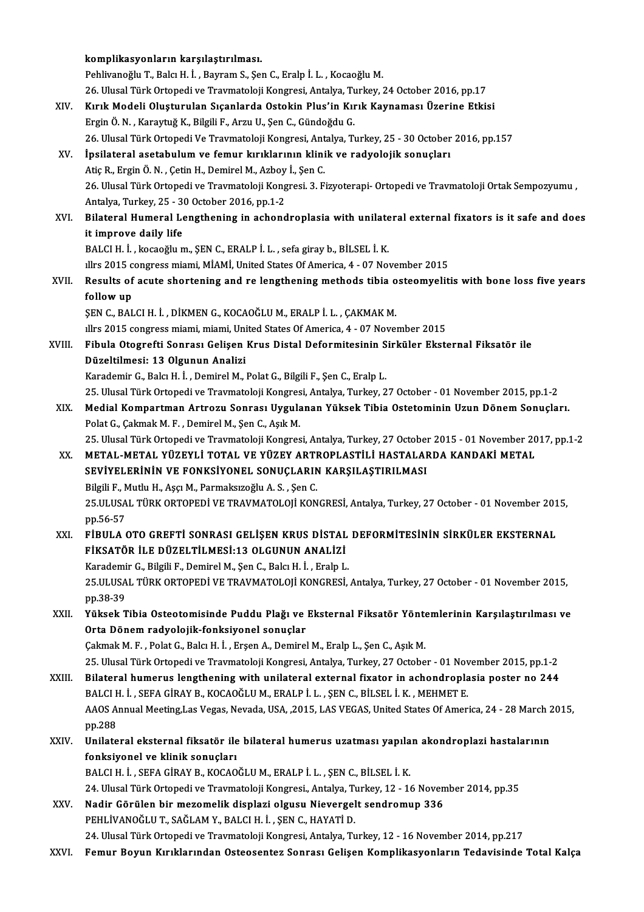**komplikasyonların karşılaştırılması.**
Pehlivanoğlu T., Balcı H. İ. , Bayram S., Şen C., Eralp İ. L. , Kocaoğlu M.
26. Ulusal Türk Ortopedi ve Travmatoloji Kongresi, Antalya, Turkey, 24 October 2016, pp.17

XIV. **Kırık Modeli Oluşturulan Sıçanlarda Ostokin Plus'in Kırık Kaynaması Üzerine Etkisi**
Ergin Ö. N. , Karaytuğ K., Bilgili F., Arzu U., Şen C., Gündoğdu G.
26. Ulusal Türk Ortopedi Ve Travmatoloji Kongresi, Antalya, Turkey, 25 - 30 October 2016, pp.157

XV. **İpsilateral asetabulum ve femur kırıklarının klinik ve radyolojik sonuçları**
Atiç R., Ergin Ö. N. , Çetin H., Demirel M., Azboy İ., Şen C.
26. Ulusal Türk Ortopedi ve Travmatoloji Kongresi. 3. Fizyoterapi- Ortopedi ve Travmatoloji Ortak Sempozyumu , Antalya, Turkey, 25 - 30 October 2016, pp.1-2

XVI. **Bilateral Humeral Lengthening in achondroplasia with unilateral external fixators is it safe and does it improve daily life**
BALCI H. İ. , kocaoğlu m., ŞEN C., ERALP İ. L. , sefa giray b., BİLSEL İ. K.
ıllrs 2015 congress miami, MİAMİ, United States Of America, 4 - 07 November 2015

XVII. **Results of acute shortening and re lengthening methods tibia osteomyelitis with bone loss five years follow up**
ŞEN C., BALCI H. İ. , DİKMEN G., KOCAOĞLU M., ERALP İ. L. , ÇAKMAK M.
ıllrs 2015 congress miami, miami, United States Of America, 4 - 07 November 2015

XVIII. **Fibula Otogrefti Sonrası Gelişen Krus Distal Deformitesinin Sirküler Eksternal Fiksatör ile Düzeltilmesi: 13 Olgunun Analizi**
Karademir G., Balcı H. İ. , Demirel M., Polat G., Bilgili F., Şen C., Eralp L.
25. Ulusal Türk Ortopedi ve Travmatoloji Kongresi, Antalya, Turkey, 27 October - 01 November 2015, pp.1-2

XIX. **Medial Kompartman Artrozu Sonrası Uygulanan Yüksek Tibia Ostetominin Uzun Dönem Sonuçları.**
Polat G., Çakmak M. F. , Demirel M., Şen C., Aşık M.
25. Ulusal Türk Ortopedi ve Travmatoloji Kongresi, Antalya, Turkey, 27 October 2015 - 01 November 2017, pp.1-2

XX. **METAL-METAL YÜZEYLİ TOTAL VE YÜZEY ARTROPLASTİLİ HASTALARDA KANDAKİ METAL SEVİYELERİNİN VE FONKSİYONEL SONUÇLARIN KARŞILAŞTIRILMASI**
Bilgili F., Mutlu H., Aşçı M., Parmaksızoğlu A. S. , Şen C.
25.ULUSAL TÜRK ORTOPEDİ VE TRAVMATOLOJİ KONGRESİ, Antalya, Turkey, 27 October - 01 November 2015, pp.56-57

XXI. **FİBULA OTO GREFTİ SONRASI GELİŞEN KRUS DİSTAL DEFORMİTESİNİN SİRKÜLER EKSTERNAL FİKSATÖR İLE DÜZELTİLMESİ:13 OLGUNUN ANALİZİ**
Karademir G., Bilgili F., Demirel M., Şen C., Balcı H. İ. , Eralp L.
25.ULUSAL TÜRK ORTOPEDİ VE TRAVMATOLOJİ KONGRESİ, Antalya, Turkey, 27 October - 01 November 2015, pp.38-39

XXII. **Yüksek Tibia Osteotomisinde Puddu Plağı ve Eksternal Fiksatör Yöntemlerinin Karşılaştırılması ve Orta Dönem radyolojik-fonksiyonel sonuçlar**
Çakmak M. F. , Polat G., Balcı H. İ. , Erşen A., Demirel M., Eralp L., Şen C., Aşık M.
25. Ulusal Türk Ortopedi ve Travmatoloji Kongresi, Antalya, Turkey, 27 October - 01 November 2015, pp.1-2

XXIII. **Bilateral humerus lengthening with unilateral external fixator in achondroplasia poster no 244**
BALCI H. İ. , SEFA GİRAY B., KOCAOĞLU M., ERALP İ. L. , ŞEN C., BİLSEL İ. K. , MEHMET E.
AAOS Annual Meeting,Las Vegas, Nevada, USA, ,2015, LAS VEGAS, United States Of America, 24 - 28 March 2015, pp.288

XXIV. **Unilateral eksternal fiksatör ile bilateral humerus uzatması yapılan akondroplazi hastalarının fonksiyonel ve klinik sonuçları**
BALCI H. İ. , SEFA GİRAY B., KOCAOĞLU M., ERALP İ. L. , ŞEN C., BİLSEL İ. K.
24. Ulusal Türk Ortopedi ve Travmatoloji Kongresi., Antalya, Turkey, 12 - 16 November 2014, pp.35

XXV. **Nadir Görülen bir mezomelik displazi olgusu Nievergelt sendromup 336**
PEHLİVANOĞLU T., SAĞLAM Y., BALCI H. İ. , ŞEN C., HAYATİ D.
24. Ulusal Türk Ortopedi ve Travmatoloji Kongresi, Antalya, Turkey, 12 - 16 November 2014, pp.217

XXVI. **Femur Boyun Kırıklarından Osteosentez Sonrası Gelişen Komplikasyonların Tedavisinde Total Kalça**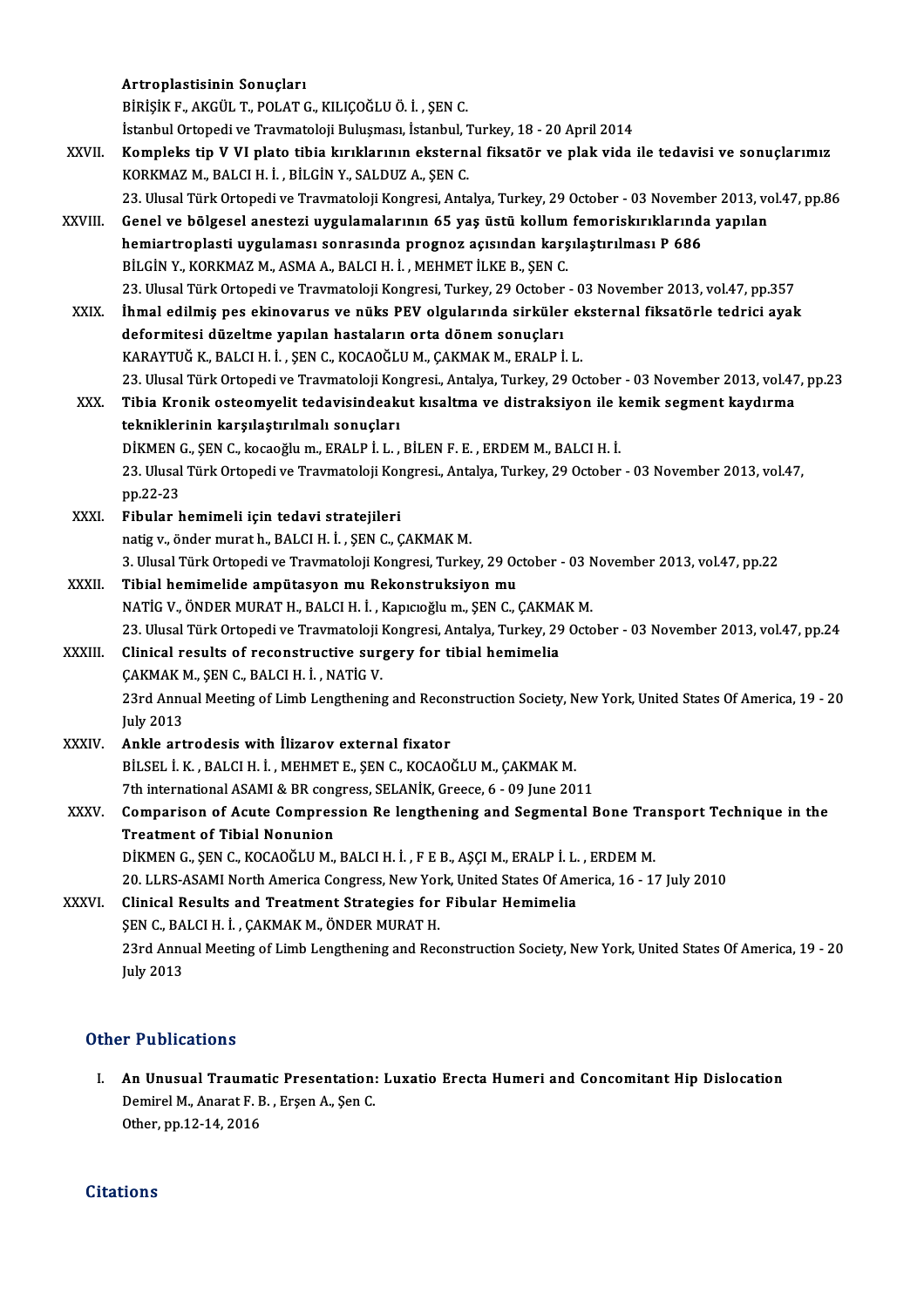Artroplastisinin Sonuçları
BİRİŞİK F., AKGÜL T., POLAT G., KILIÇOĞLU Ö. İ. , ŞEN C.
İstanbul Ortopedi ve Travmatoloji Buluşması, İstanbul, Turkey, 18 - 20 April 2014

XXVII. **Kompleks tip V VI plato tibia kırıklarının eksternal fiksatör ve plak vida ile tedavisi ve sonuçlarımız**
KORKMAZ M., BALCI H. İ. , BİLGİN Y., SALDUZ A., ŞEN C.
23. Ulusal Türk Ortopedi ve Travmatoloji Kongresi, Antalya, Turkey, 29 October - 03 November 2013, vol.47, pp.86

XXVIII. **Genel ve bölgesel anestezi uygulamalarının 65 yaş üstü kollum femoriskırıklarında yapılan hemiartroplasti uygulaması sonrasında prognoz açısından karşılaştırılması P 686**
BİLGİN Y., KORKMAZ M., ASMA A., BALCI H. İ. , MEHMET İLKE B., ŞEN C.
23. Ulusal Türk Ortopedi ve Travmatoloji Kongresi, Turkey, 29 October - 03 November 2013, vol.47, pp.357

XXIX. **İhmal edilmiş pes ekinovarus ve nüks PEV olgularında sirküler eksternal fiksatörle tedrici ayak deformitesi düzeltme yapılan hastaların orta dönem sonuçları**
KARAYTUĞ K., BALCI H. İ. , ŞEN C., KOCAOĞLU M., ÇAKMAK M., ERALP İ. L.
23. Ulusal Türk Ortopedi ve Travmatoloji Kongresi., Antalya, Turkey, 29 October - 03 November 2013, vol.47, pp.23

XXX. **Tibia Kronik osteomyelit tedavisindeakut kısaltma ve distraksiyon ile kemik segment kaydırma tekniklerinin karşılaştırılmalı sonuçları**
DİKMEN G., ŞEN C., kocaoğlu m., ERALP İ. L. , BİLEN F. E. , ERDEM M., BALCI H. İ.
23. Ulusal Türk Ortopedi ve Travmatoloji Kongresi., Antalya, Turkey, 29 October - 03 November 2013, vol.47, pp.22-23

XXXI. **Fibular hemimeli için tedavi stratejileri**
natig v., önder murat h., BALCI H. İ. , ŞEN C., ÇAKMAK M.
3. Ulusal Türk Ortopedi ve Travmatoloji Kongresi, Turkey, 29 October - 03 November 2013, vol.47, pp.22

XXXII. **Tibial hemimelide ampütasyon mu Rekonstruksiyon mu**
NATİG V., ÖNDER MURAT H., BALCI H. İ. , Kapıcıoğlu m., ŞEN C., ÇAKMAK M.
23. Ulusal Türk Ortopedi ve Travmatoloji Kongresi, Antalya, Turkey, 29 October - 03 November 2013, vol.47, pp.24

XXXIII. **Clinical results of reconstructive surgery for tibial hemimelia**
ÇAKMAK M., ŞEN C., BALCI H. İ. , NATİG V.
23rd Annual Meeting of Limb Lengthening and Reconstruction Society, New York, United States Of America, 19 - 20 July 2013

XXXIV. **Ankle artrodesis with İlizarov external fixator**
BİLSEL İ. K. , BALCI H. İ. , MEHMET E., ŞEN C., KOCAOĞLU M., ÇAKMAK M.
7th international ASAMI & BR congress, SELANİK, Greece, 6 - 09 June 2011

XXXV. **Comparison of Acute Compression Re lengthening and Segmental Bone Transport Technique in the Treatment of Tibial Nonunion**
DİKMEN G., ŞEN C., KOCAOĞLU M., BALCI H. İ. , F E B., AŞÇI M., ERALP İ. L. , ERDEM M.
20. LLRS-ASAMI North America Congress, New York, United States Of America, 16 - 17 July 2010

XXXVI. **Clinical Results and Treatment Strategies for Fibular Hemimelia**
ŞEN C., BALCI H. İ. , ÇAKMAK M., ÖNDER MURAT H.
23rd Annual Meeting of Limb Lengthening and Reconstruction Society, New York, United States Of America, 19 - 20 July 2013

## Other Publications

I. **An Unusual Traumatic Presentation: Luxatio Erecta Humeri and Concomitant Hip Dislocation**
Demirel M., Anarat F. B. , Erşen A., Şen C.
Other, pp.12-14, 2016

## Citations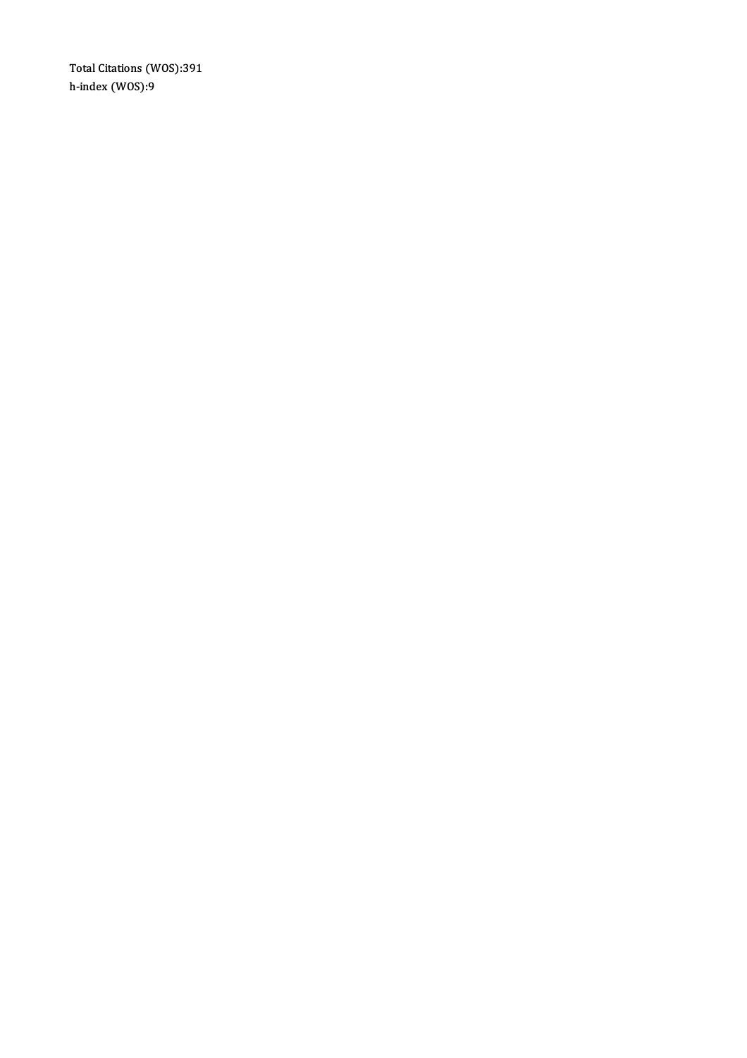Total Citations (WOS):391
h-index (WOS):9